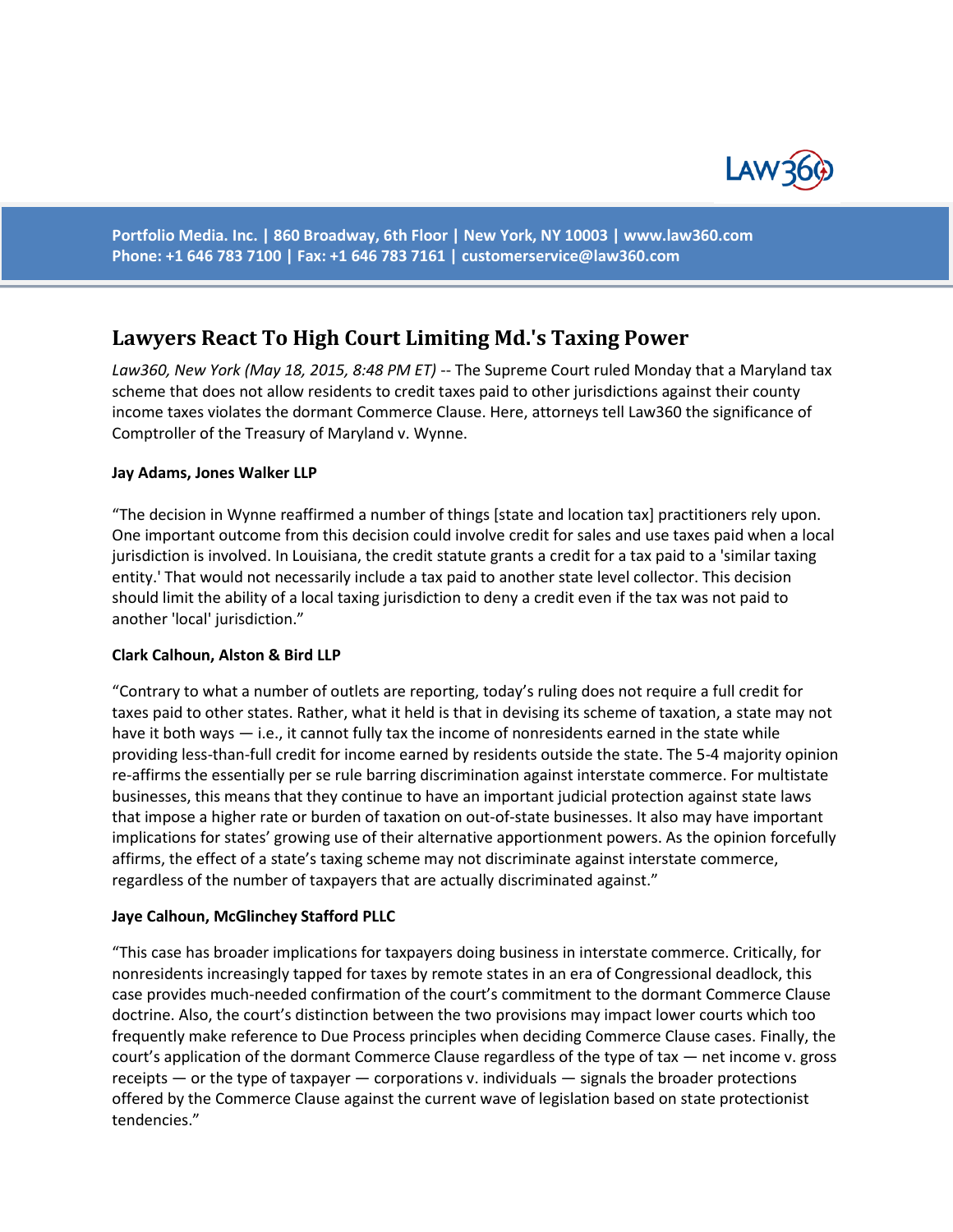# Lawyers React To High Court Limiting Md.'s Taxing Power

*Law360, New York (May 18, 2015, 8:48 PM ET)* -- The Supreme Court ruled Monday that a Maryland tax scheme that does not allow residents to credit taxes paid to other jurisdictions against their county income taxes violates the dormant Commerce Clause. Here, attorneys tell Law360 the significance of Comptroller of the Treasury of Maryland v. Wynne.

**Jay Adams, Jones Walker LLP**

"The decision in Wynne reaffirmed a number of things [state and location tax] practitioners rely upon. One important outcome from this decision could involve credit for sales and use taxes paid when a local jurisdiction is involved. In Louisiana, the credit statute grants a credit for a tax paid to a 'similar taxing entity.' That would not necessarily include a tax paid to another state level collector. This decision should limit the ability of a local taxing jurisdiction to deny a credit even if the tax was not paid to another 'local' jurisdiction."

**Clark Calhoun, Alston & Bird LLP**

"Contrary to what a number of outlets are reporting, today's ruling does not require a full credit for taxes paid to other states. Rather, what it held is that in devising its scheme of taxation, a state may not have it both ways — i.e., it cannot fully tax the income of nonresidents earned in the state while providing less-than-full credit for income earned by residents outside the state. The 5-4 majority opinion re-affirms the essentially per se rule barring discrimination against interstate commerce. For multistate businesses, this means that they continue to have an important judicial protection against state laws that impose a higher rate or burden of taxation on out-of-state businesses. It also may have important implications for states' growing use of their alternative apportionment powers. As the opinion forcefully affirms, the effect of a state's taxing scheme may not discriminate against interstate commerce, regardless of the number of taxpayers that are actually discriminated against."

**Jaye Calhoun, McGlinchey Stafford PLLC**

"This case has broader implications for taxpayers doing business in interstate commerce. Critically, for nonresidents increasingly tapped for taxes by remote states in an era of Congressional deadlock, this case provides much-needed confirmation of the court's commitment to the dormant Commerce Clause doctrine. Also, the court's distinction between the two provisions may impact lower courts which too frequently make reference to Due Process principles when deciding Commerce Clause cases. Finally, the court's application of the dormant Commerce Clause regardless of the type of tax — net income v. gross receipts — or the type of taxpayer — corporations v. individuals — signals the broader protections offered by the Commerce Clause against the current wave of legislation based on state protectionist tendencies."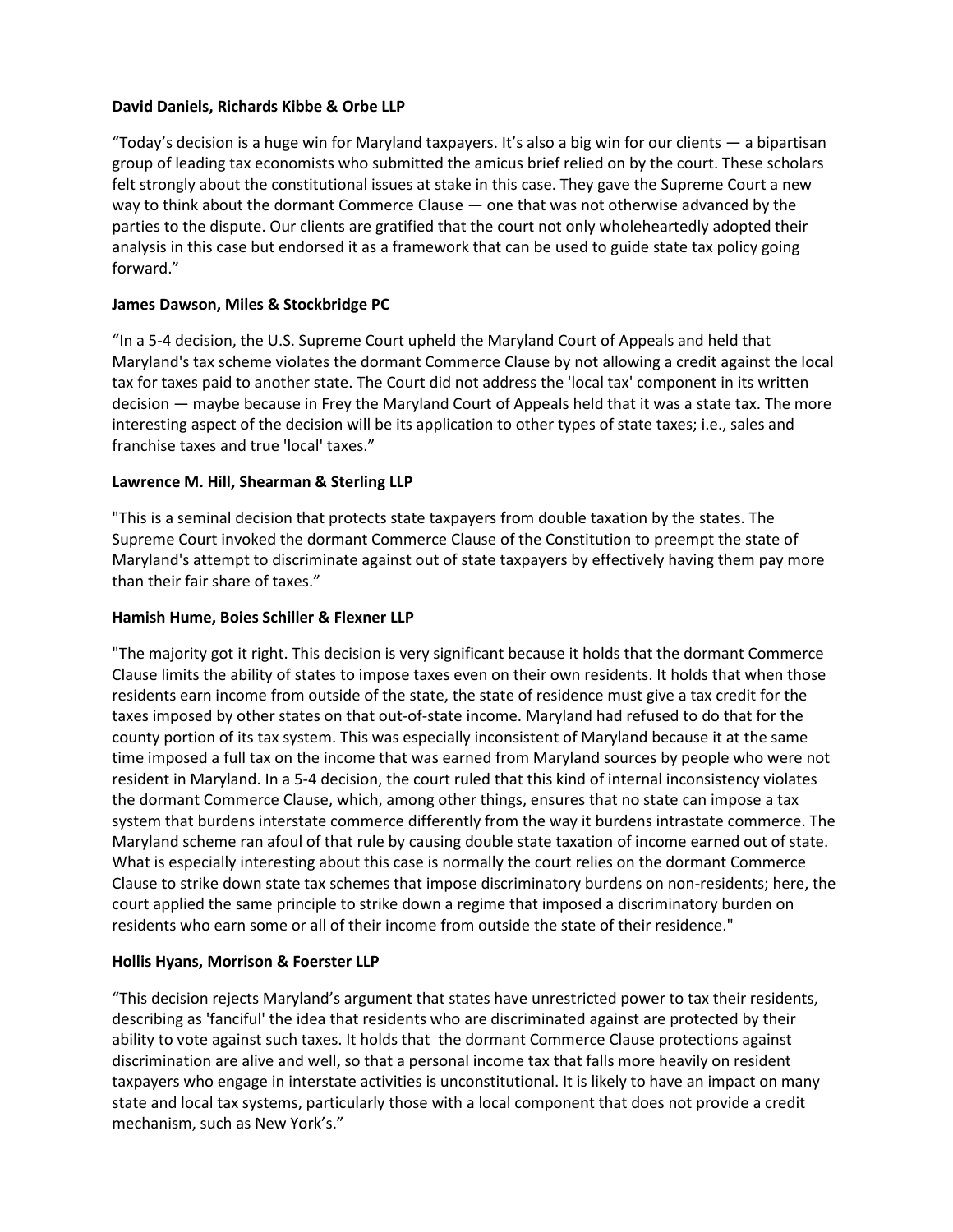**David Daniels, Richards Kibbe & Orbe LLP**

“Today’s decision is a huge win for Maryland taxpayers. It’s also a big win for our clients — a bipartisan group of leading tax economists who submitted the amicus brief relied on by the court. These scholars felt strongly about the constitutional issues at stake in this case. They gave the Supreme Court a new way to think about the dormant Commerce Clause — one that was not otherwise advanced by the parties to the dispute. Our clients are gratified that the court not only wholeheartedly adopted their analysis in this case but endorsed it as a framework that can be used to guide state tax policy going forward.”

**James Dawson, Miles & Stockbridge PC**

“In a 5-4 decision, the U.S. Supreme Court upheld the Maryland Court of Appeals and held that Maryland's tax scheme violates the dormant Commerce Clause by not allowing a credit against the local tax for taxes paid to another state. The Court did not address the 'local tax' component in its written decision — maybe because in Frey the Maryland Court of Appeals held that it was a state tax. The more interesting aspect of the decision will be its application to other types of state taxes; i.e., sales and franchise taxes and true 'local' taxes.”

**Lawrence M. Hill, Shearman & Sterling LLP**

"This is a seminal decision that protects state taxpayers from double taxation by the states. The Supreme Court invoked the dormant Commerce Clause of the Constitution to preempt the state of Maryland's attempt to discriminate against out of state taxpayers by effectively having them pay more than their fair share of taxes.”

**Hamish Hume, Boies Schiller & Flexner LLP**

"The majority got it right. This decision is very significant because it holds that the dormant Commerce Clause limits the ability of states to impose taxes even on their own residents. It holds that when those residents earn income from outside of the state, the state of residence must give a tax credit for the taxes imposed by other states on that out-of-state income. Maryland had refused to do that for the county portion of its tax system. This was especially inconsistent of Maryland because it at the same time imposed a full tax on the income that was earned from Maryland sources by people who were not resident in Maryland. In a 5-4 decision, the court ruled that this kind of internal inconsistency violates the dormant Commerce Clause, which, among other things, ensures that no state can impose a tax system that burdens interstate commerce differently from the way it burdens intrastate commerce. The Maryland scheme ran afoul of that rule by causing double state taxation of income earned out of state. What is especially interesting about this case is normally the court relies on the dormant Commerce Clause to strike down state tax schemes that impose discriminatory burdens on non-residents; here, the court applied the same principle to strike down a regime that imposed a discriminatory burden on residents who earn some or all of their income from outside the state of their residence."

**Hollis Hyans, Morrison & Foerster LLP**

“This decision rejects Maryland’s argument that states have unrestricted power to tax their residents, describing as 'fanciful' the idea that residents who are discriminated against are protected by their ability to vote against such taxes. It holds that the dormant Commerce Clause protections against discrimination are alive and well, so that a personal income tax that falls more heavily on resident taxpayers who engage in interstate activities is unconstitutional. It is likely to have an impact on many state and local tax systems, particularly those with a local component that does not provide a credit mechanism, such as New York’s.”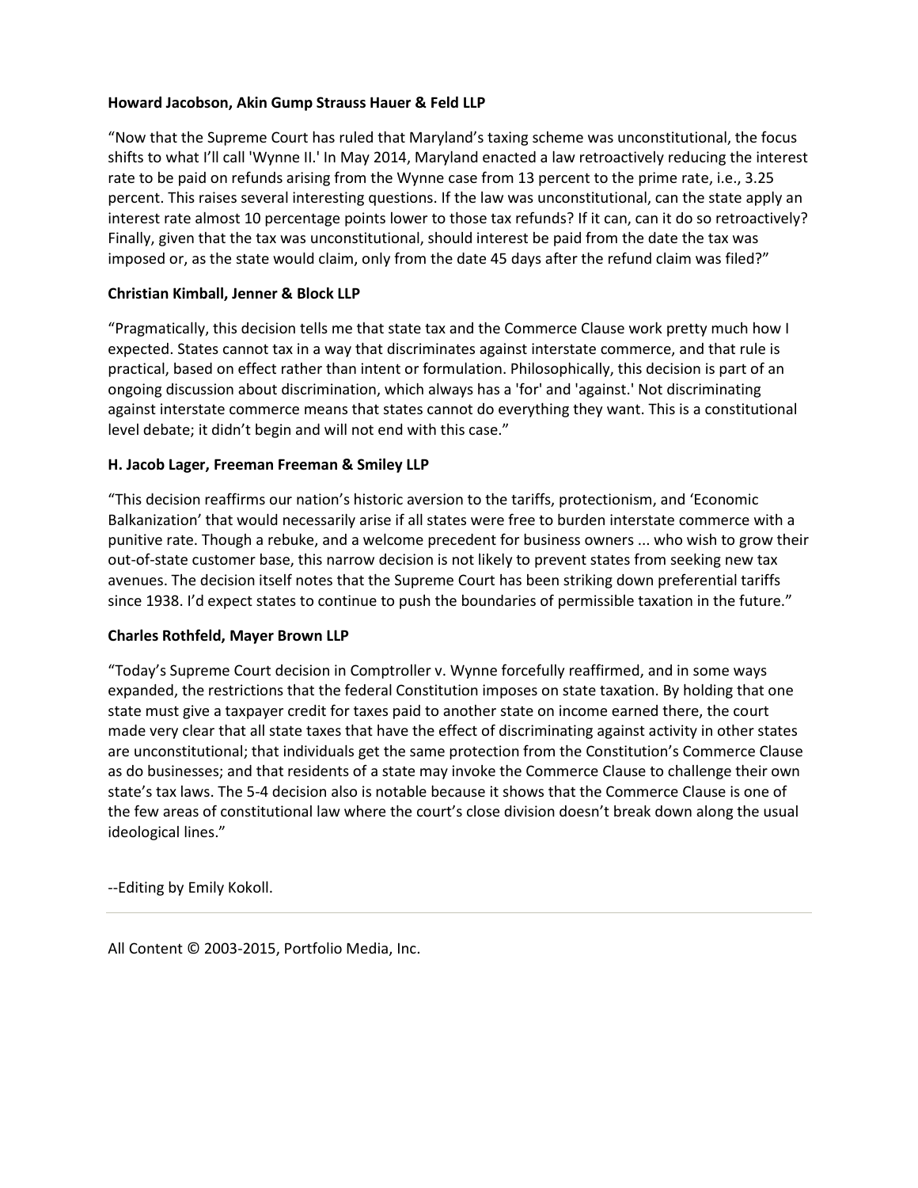**Howard Jacobson, Akin Gump Strauss Hauer & Feld LLP**

"Now that the Supreme Court has ruled that Maryland's taxing scheme was unconstitutional, the focus shifts to what I'll call 'Wynne II.' In May 2014, Maryland enacted a law retroactively reducing the interest rate to be paid on refunds arising from the Wynne case from 13 percent to the prime rate, i.e., 3.25 percent. This raises several interesting questions. If the law was unconstitutional, can the state apply an interest rate almost 10 percentage points lower to those tax refunds? If it can, can it do so retroactively? Finally, given that the tax was unconstitutional, should interest be paid from the date the tax was imposed or, as the state would claim, only from the date 45 days after the refund claim was filed?"

**Christian Kimball, Jenner & Block LLP**

"Pragmatically, this decision tells me that state tax and the Commerce Clause work pretty much how I expected. States cannot tax in a way that discriminates against interstate commerce, and that rule is practical, based on effect rather than intent or formulation. Philosophically, this decision is part of an ongoing discussion about discrimination, which always has a 'for' and 'against.' Not discriminating against interstate commerce means that states cannot do everything they want. This is a constitutional level debate; it didn't begin and will not end with this case."

**H. Jacob Lager, Freeman Freeman & Smiley LLP**

"This decision reaffirms our nation's historic aversion to the tariffs, protectionism, and 'Economic Balkanization' that would necessarily arise if all states were free to burden interstate commerce with a punitive rate. Though a rebuke, and a welcome precedent for business owners ... who wish to grow their out-of-state customer base, this narrow decision is not likely to prevent states from seeking new tax avenues. The decision itself notes that the Supreme Court has been striking down preferential tariffs since 1938. I'd expect states to continue to push the boundaries of permissible taxation in the future."

**Charles Rothfeld, Mayer Brown LLP**

"Today's Supreme Court decision in Comptroller v. Wynne forcefully reaffirmed, and in some ways expanded, the restrictions that the federal Constitution imposes on state taxation. By holding that one state must give a taxpayer credit for taxes paid to another state on income earned there, the court made very clear that all state taxes that have the effect of discriminating against activity in other states are unconstitutional; that individuals get the same protection from the Constitution's Commerce Clause as do businesses; and that residents of a state may invoke the Commerce Clause to challenge their own state's tax laws. The 5-4 decision also is notable because it shows that the Commerce Clause is one of the few areas of constitutional law where the court's close division doesn't break down along the usual ideological lines."

--Editing by Emily Kokoll.

---

All Content © 2003-2015, Portfolio Media, Inc.